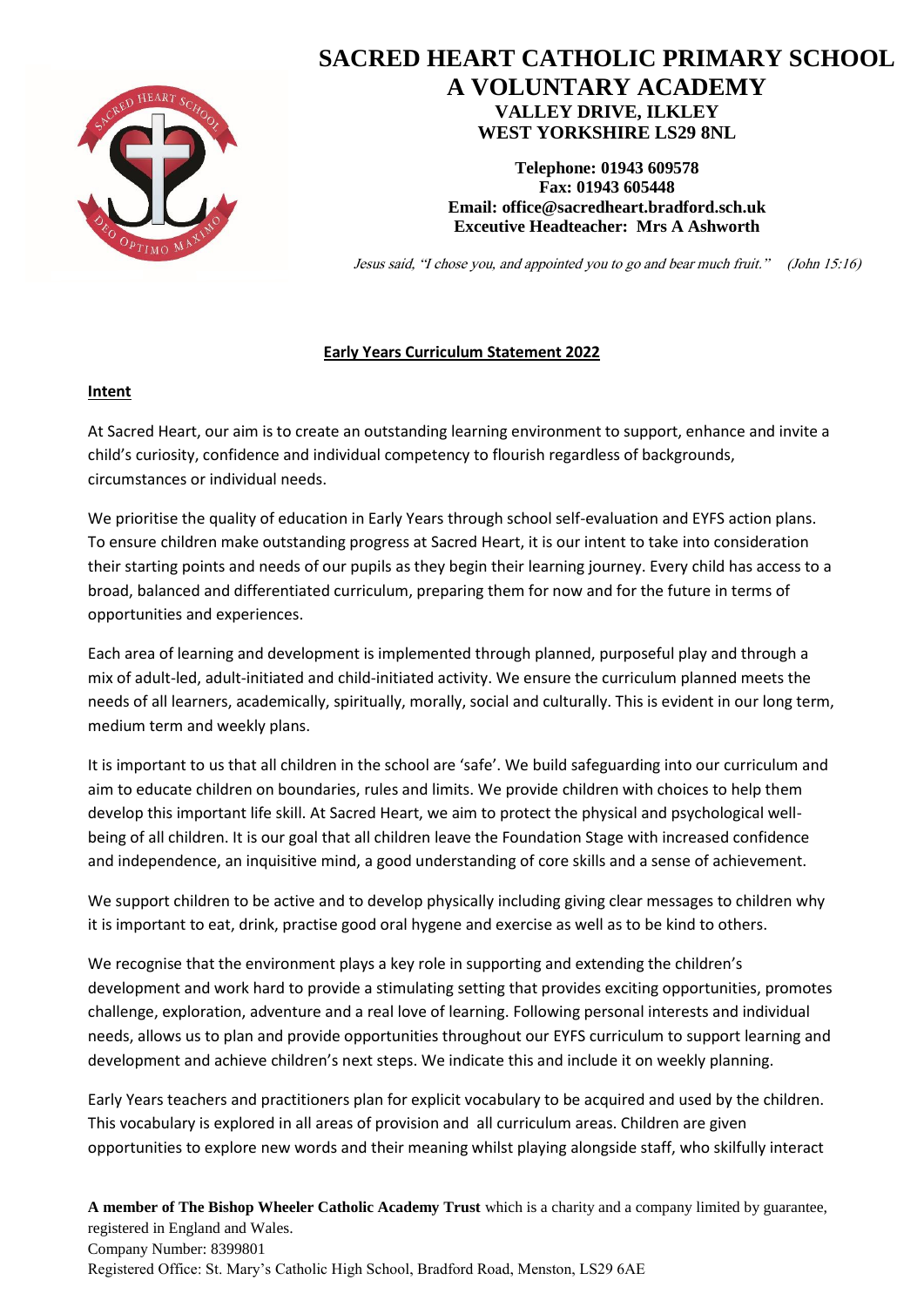# SACRED HEART CATHOLIC PRIMARY SCHOOL
## A VOLUNTARY ACADEMY
**VALLEY DRIVE, ILKLEY**
**WEST YORKSHIRE LS29 8NL**

**Telephone: 01943 609578**
**Fax: 01943 605448**
**Email: office@sacredheart.bradford.sch.uk**
**Exceutive Headteacher: Mrs A Ashworth**

*Jesus said, "I chose you, and appointed you to go and bear much fruit." (John 15:16)*

## Early Years Curriculum Statement 2022

### Intent

At Sacred Heart, our aim is to create an outstanding learning environment to support, enhance and invite a child's curiosity, confidence and individual competency to flourish regardless of backgrounds, circumstances or individual needs.

We prioritise the quality of education in Early Years through school self-evaluation and EYFS action plans. To ensure children make outstanding progress at Sacred Heart, it is our intent to take into consideration their starting points and needs of our pupils as they begin their learning journey. Every child has access to a broad, balanced and differentiated curriculum, preparing them for now and for the future in terms of opportunities and experiences.

Each area of learning and development is implemented through planned, purposeful play and through a mix of adult-led, adult-initiated and child-initiated activity. We ensure the curriculum planned meets the needs of all learners, academically, spiritually, morally, social and culturally. This is evident in our long term, medium term and weekly plans.

It is important to us that all children in the school are 'safe'. We build safeguarding into our curriculum and aim to educate children on boundaries, rules and limits. We provide children with choices to help them develop this important life skill. At Sacred Heart, we aim to protect the physical and psychological well-being of all children. It is our goal that all children leave the Foundation Stage with increased confidence and independence, an inquisitive mind, a good understanding of core skills and a sense of achievement.

We support children to be active and to develop physically including giving clear messages to children why it is important to eat, drink, practise good oral hygene and exercise as well as to be kind to others.

We recognise that the environment plays a key role in supporting and extending the children's development and work hard to provide a stimulating setting that provides exciting opportunities, promotes challenge, exploration, adventure and a real love of learning. Following personal interests and individual needs, allows us to plan and provide opportunities throughout our EYFS curriculum to support learning and development and achieve children's next steps. We indicate this and include it on weekly planning.

Early Years teachers and practitioners plan for explicit vocabulary to be acquired and used by the children. This vocabulary is explored in all areas of provision and all curriculum areas. Children are given opportunities to explore new words and their meaning whilst playing alongside staff, who skilfully interact

**A member of The Bishop Wheeler Catholic Academy Trust** which is a charity and a company limited by guarantee, registered in England and Wales.
Company Number: 8399801
Registered Office: St. Mary's Catholic High School, Bradford Road, Menston, LS29 6AE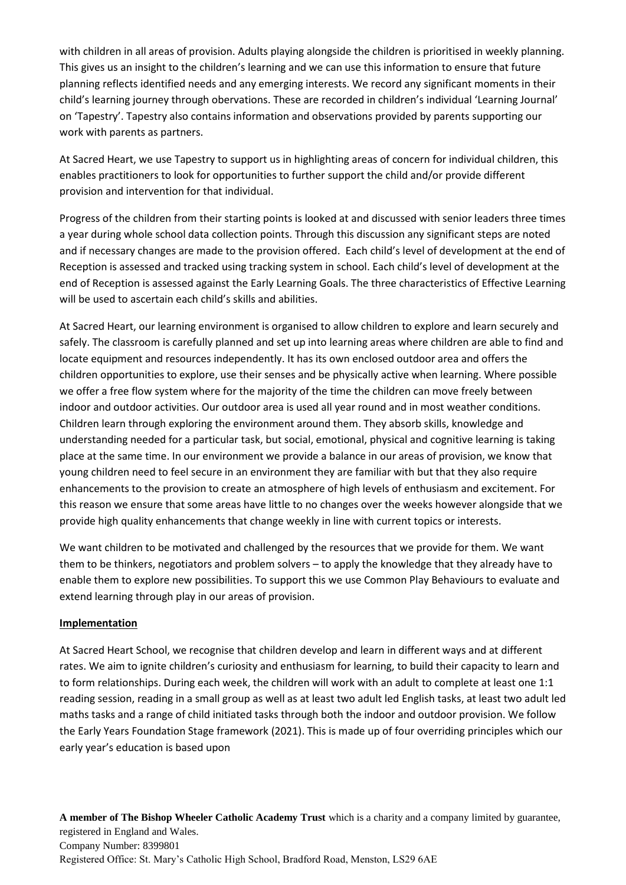with children in all areas of provision. Adults playing alongside the children is prioritised in weekly planning. This gives us an insight to the children's learning and we can use this information to ensure that future planning reflects identified needs and any emerging interests. We record any significant moments in their child's learning journey through obervations. These are recorded in children's individual 'Learning Journal' on 'Tapestry'. Tapestry also contains information and observations provided by parents supporting our work with parents as partners.

At Sacred Heart, we use Tapestry to support us in highlighting areas of concern for individual children, this enables practitioners to look for opportunities to further support the child and/or provide different provision and intervention for that individual.

Progress of the children from their starting points is looked at and discussed with senior leaders three times a year during whole school data collection points. Through this discussion any significant steps are noted and if necessary changes are made to the provision offered. Each child's level of development at the end of Reception is assessed and tracked using tracking system in school. Each child's level of development at the end of Reception is assessed against the Early Learning Goals. The three characteristics of Effective Learning will be used to ascertain each child's skills and abilities.

At Sacred Heart, our learning environment is organised to allow children to explore and learn securely and safely. The classroom is carefully planned and set up into learning areas where children are able to find and locate equipment and resources independently. It has its own enclosed outdoor area and offers the children opportunities to explore, use their senses and be physically active when learning. Where possible we offer a free flow system where for the majority of the time the children can move freely between indoor and outdoor activities. Our outdoor area is used all year round and in most weather conditions. Children learn through exploring the environment around them. They absorb skills, knowledge and understanding needed for a particular task, but social, emotional, physical and cognitive learning is taking place at the same time. In our environment we provide a balance in our areas of provision, we know that young children need to feel secure in an environment they are familiar with but that they also require enhancements to the provision to create an atmosphere of high levels of enthusiasm and excitement. For this reason we ensure that some areas have little to no changes over the weeks however alongside that we provide high quality enhancements that change weekly in line with current topics or interests.

We want children to be motivated and challenged by the resources that we provide for them. We want them to be thinkers, negotiators and problem solvers – to apply the knowledge that they already have to enable them to explore new possibilities. To support this we use Common Play Behaviours to evaluate and extend learning through play in our areas of provision.

**Implementation**

At Sacred Heart School, we recognise that children develop and learn in different ways and at different rates. We aim to ignite children's curiosity and enthusiasm for learning, to build their capacity to learn and to form relationships. During each week, the children will work with an adult to complete at least one 1:1 reading session, reading in a small group as well as at least two adult led English tasks, at least two adult led maths tasks and a range of child initiated tasks through both the indoor and outdoor provision. We follow the Early Years Foundation Stage framework (2021). This is made up of four overriding principles which our early year's education is based upon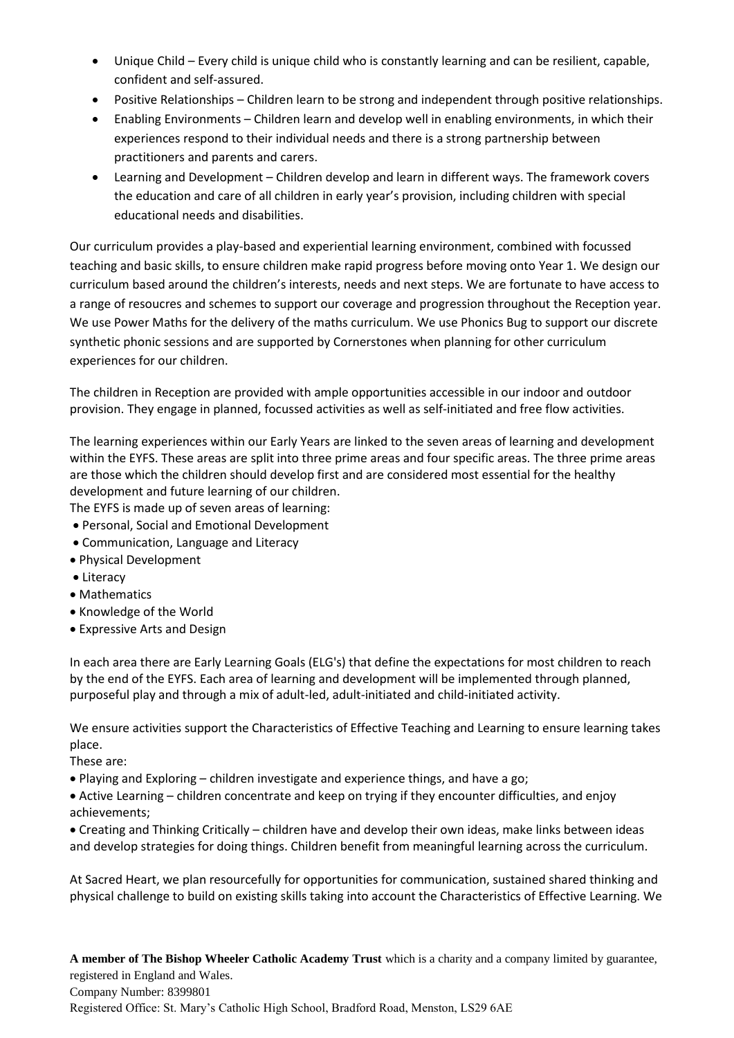- Unique Child – Every child is unique child who is constantly learning and can be resilient, capable, confident and self-assured.
- Positive Relationships – Children learn to be strong and independent through positive relationships.
- Enabling Environments – Children learn and develop well in enabling environments, in which their experiences respond to their individual needs and there is a strong partnership between practitioners and parents and carers.
- Learning and Development – Children develop and learn in different ways. The framework covers the education and care of all children in early year's provision, including children with special educational needs and disabilities.

Our curriculum provides a play-based and experiential learning environment, combined with focussed teaching and basic skills, to ensure children make rapid progress before moving onto Year 1. We design our curriculum based around the children's interests, needs and next steps. We are fortunate to have access to a range of resoucres and schemes to support our coverage and progression throughout the Reception year. We use Power Maths for the delivery of the maths curriculum. We use Phonics Bug to support our discrete synthetic phonic sessions and are supported by Cornerstones when planning for other curriculum experiences for our children.

The children in Reception are provided with ample opportunities accessible in our indoor and outdoor provision. They engage in planned, focussed activities as well as self-initiated and free flow activities.

The learning experiences within our Early Years are linked to the seven areas of learning and development within the EYFS. These areas are split into three prime areas and four specific areas. The three prime areas are those which the children should develop first and are considered most essential for the healthy development and future learning of our children.

The EYFS is made up of seven areas of learning:

- Personal, Social and Emotional Development
- Communication, Language and Literacy
- Physical Development
- Literacy
- Mathematics
- Knowledge of the World
- Expressive Arts and Design

In each area there are Early Learning Goals (ELG's) that define the expectations for most children to reach by the end of the EYFS. Each area of learning and development will be implemented through planned, purposeful play and through a mix of adult-led, adult-initiated and child-initiated activity.

We ensure activities support the Characteristics of Effective Teaching and Learning to ensure learning takes place.

These are:

- Playing and Exploring – children investigate and experience things, and have a go;
- Active Learning – children concentrate and keep on trying if they encounter difficulties, and enjoy achievements;
- Creating and Thinking Critically – children have and develop their own ideas, make links between ideas and develop strategies for doing things. Children benefit from meaningful learning across the curriculum.

At Sacred Heart, we plan resourcefully for opportunities for communication, sustained shared thinking and physical challenge to build on existing skills taking into account the Characteristics of Effective Learning. We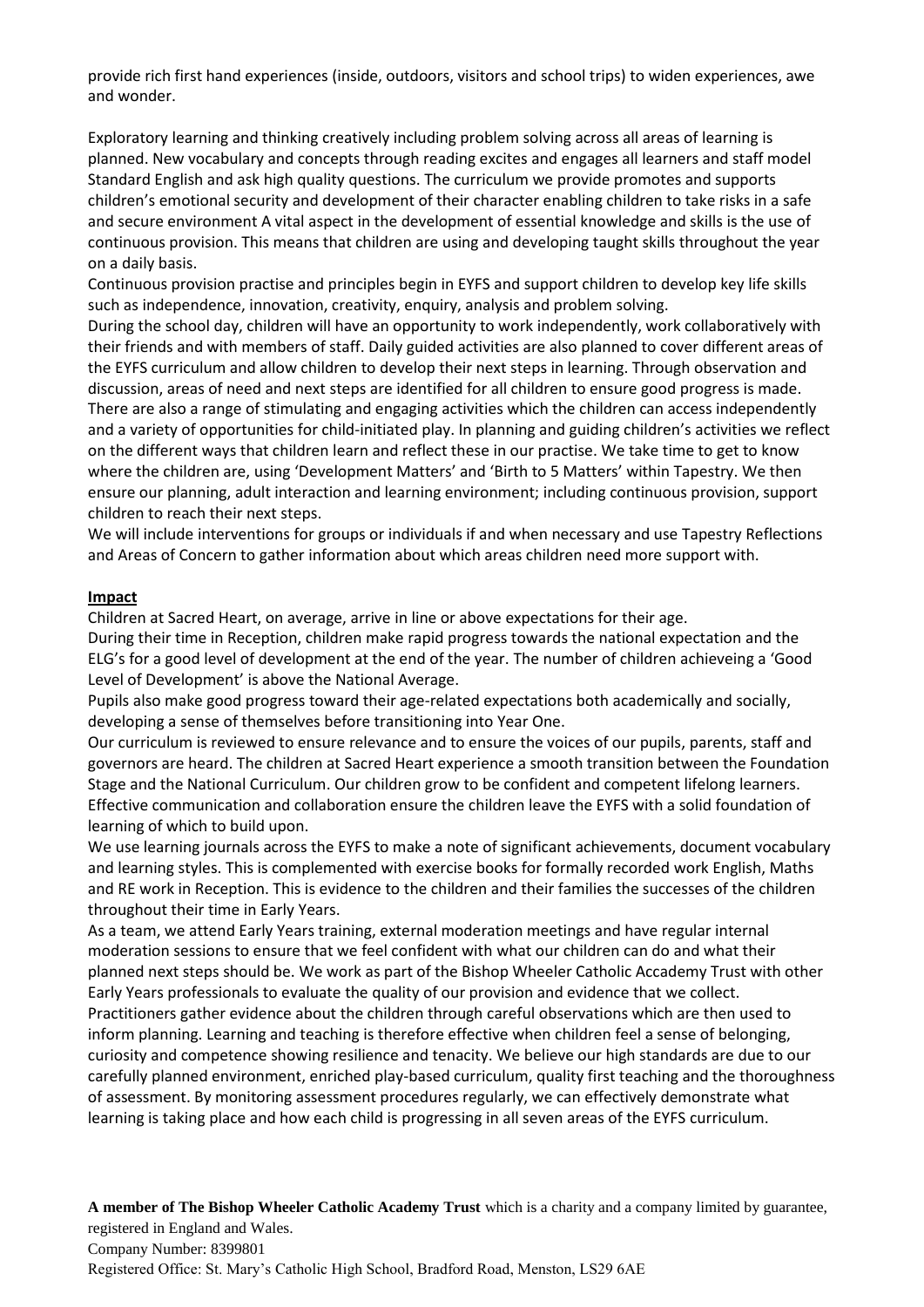provide rich first hand experiences (inside, outdoors, visitors and school trips) to widen experiences, awe and wonder.

Exploratory learning and thinking creatively including problem solving across all areas of learning is planned. New vocabulary and concepts through reading excites and engages all learners and staff model Standard English and ask high quality questions. The curriculum we provide promotes and supports children's emotional security and development of their character enabling children to take risks in a safe and secure environment A vital aspect in the development of essential knowledge and skills is the use of continuous provision. This means that children are using and developing taught skills throughout the year on a daily basis.

Continuous provision practise and principles begin in EYFS and support children to develop key life skills such as independence, innovation, creativity, enquiry, analysis and problem solving.

During the school day, children will have an opportunity to work independently, work collaboratively with their friends and with members of staff. Daily guided activities are also planned to cover different areas of the EYFS curriculum and allow children to develop their next steps in learning. Through observation and discussion, areas of need and next steps are identified for all children to ensure good progress is made. There are also a range of stimulating and engaging activities which the children can access independently and a variety of opportunities for child-initiated play. In planning and guiding children's activities we reflect on the different ways that children learn and reflect these in our practise. We take time to get to know where the children are, using 'Development Matters' and 'Birth to 5 Matters' within Tapestry. We then ensure our planning, adult interaction and learning environment; including continuous provision, support children to reach their next steps.

We will include interventions for groups or individuals if and when necessary and use Tapestry Reflections and Areas of Concern to gather information about which areas children need more support with.

**Impact**

Children at Sacred Heart, on average, arrive in line or above expectations for their age.

During their time in Reception, children make rapid progress towards the national expectation and the ELG's for a good level of development at the end of the year. The number of children achieveing a 'Good Level of Development' is above the National Average.

Pupils also make good progress toward their age-related expectations both academically and socially, developing a sense of themselves before transitioning into Year One.

Our curriculum is reviewed to ensure relevance and to ensure the voices of our pupils, parents, staff and governors are heard. The children at Sacred Heart experience a smooth transition between the Foundation Stage and the National Curriculum. Our children grow to be confident and competent lifelong learners. Effective communication and collaboration ensure the children leave the EYFS with a solid foundation of learning of which to build upon.

We use learning journals across the EYFS to make a note of significant achievements, document vocabulary and learning styles. This is complemented with exercise books for formally recorded work English, Maths and RE work in Reception. This is evidence to the children and their families the successes of the children throughout their time in Early Years.

As a team, we attend Early Years training, external moderation meetings and have regular internal moderation sessions to ensure that we feel confident with what our children can do and what their planned next steps should be. We work as part of the Bishop Wheeler Catholic Accademy Trust with other Early Years professionals to evaluate the quality of our provision and evidence that we collect.

Practitioners gather evidence about the children through careful observations which are then used to inform planning. Learning and teaching is therefore effective when children feel a sense of belonging, curiosity and competence showing resilience and tenacity. We believe our high standards are due to our carefully planned environment, enriched play-based curriculum, quality first teaching and the thoroughness of assessment. By monitoring assessment procedures regularly, we can effectively demonstrate what learning is taking place and how each child is progressing in all seven areas of the EYFS curriculum.

**A member of The Bishop Wheeler Catholic Academy Trust** which is a charity and a company limited by guarantee, registered in England and Wales.
Company Number: 8399801
Registered Office: St. Mary's Catholic High School, Bradford Road, Menston, LS29 6AE